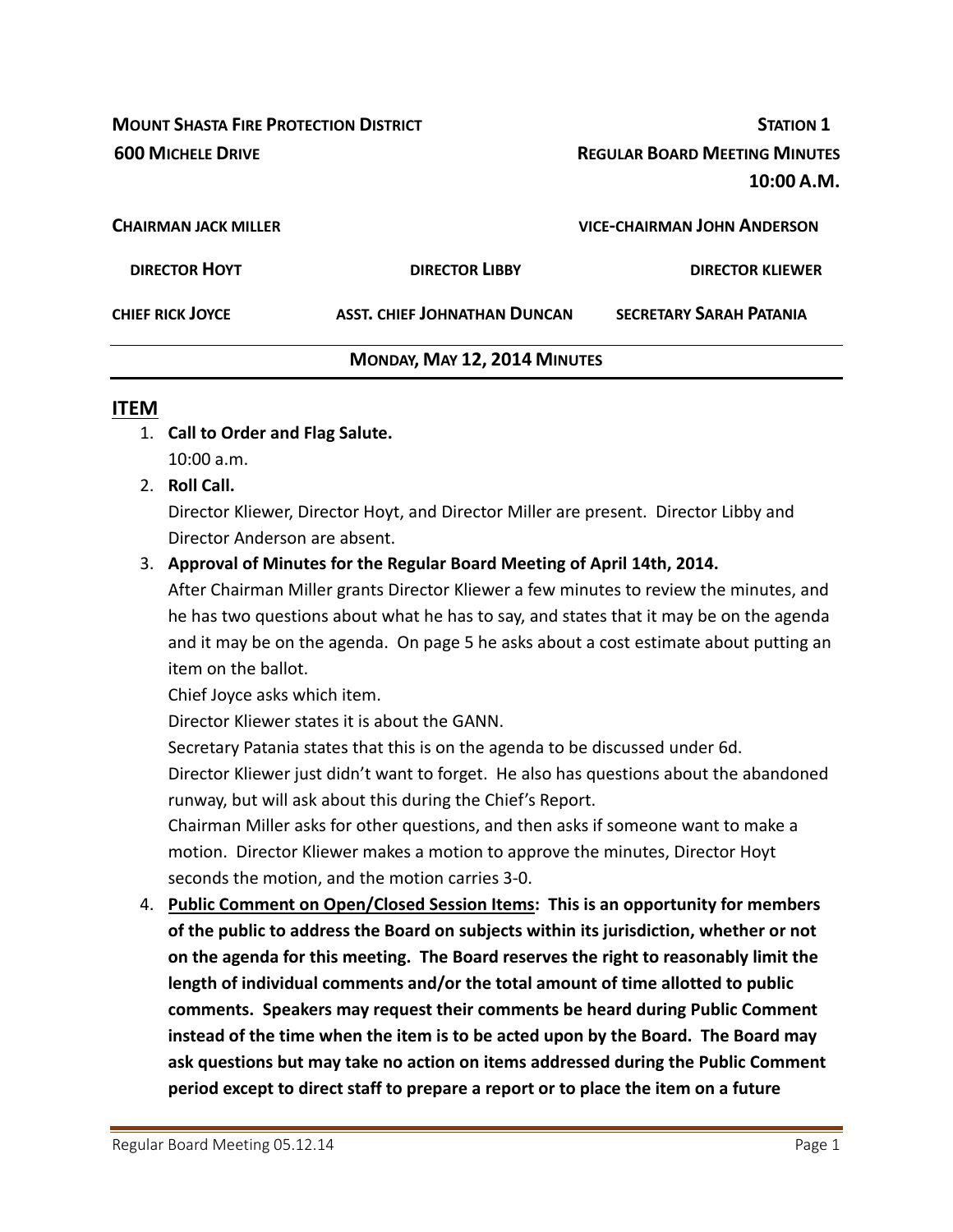**MOUNT SHASTA FIRE PROTECTION DISTRICT** **STATION 1**

**600 MICHELE DRIVE** **REGULAR BOARD MEETING MINUTES**

**10:00 A.M.**

**CHAIRMAN JACK MILLER** **VICE-CHAIRMAN JOHN ANDERSON**

**DIRECTOR HOYT** **DIRECTOR LIBBY** **DIRECTOR KLIEWER**

**CHIEF RICK JOYCE** **ASST. CHIEF JOHNATHAN DUNCAN** **SECRETARY SARAH PATANIA**

**MONDAY, MAY 12, 2014 MINUTES**

## ITEM

1. **Call to Order and Flag Salute.**
   10:00 a.m.
2. **Roll Call.**
   Director Kliewer, Director Hoyt, and Director Miller are present. Director Libby and Director Anderson are absent.
3. **Approval of Minutes for the Regular Board Meeting of April 14th, 2014.**
   After Chairman Miller grants Director Kliewer a few minutes to review the minutes, and he has two questions about what he has to say, and states that it may be on the agenda and it may be on the agenda. On page 5 he asks about a cost estimate about putting an item on the ballot.
   Chief Joyce asks which item.
   Director Kliewer states it is about the GANN.
   Secretary Patania states that this is on the agenda to be discussed under 6d.
   Director Kliewer just didn't want to forget. He also has questions about the abandoned runway, but will ask about this during the Chief's Report.
   Chairman Miller asks for other questions, and then asks if someone want to make a motion. Director Kliewer makes a motion to approve the minutes, Director Hoyt seconds the motion, and the motion carries 3-0.
4. **<u>Public Comment on Open/Closed Session Items</u>: This is an opportunity for members of the public to address the Board on subjects within its jurisdiction, whether or not on the agenda for this meeting. The Board reserves the right to reasonably limit the length of individual comments and/or the total amount of time allotted to public comments. Speakers may request their comments be heard during Public Comment instead of the time when the item is to be acted upon by the Board. The Board may ask questions but may take no action on items addressed during the Public Comment period except to direct staff to prepare a report or to place the item on a future**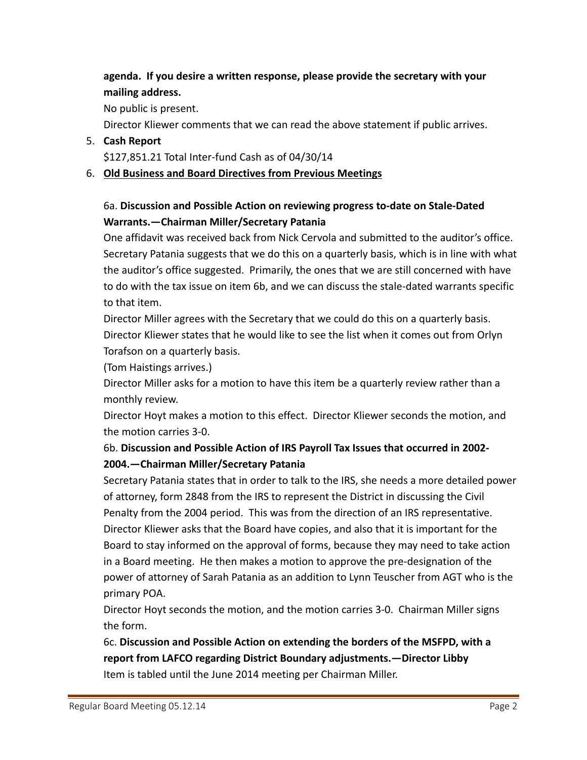**agenda. If you desire a written response, please provide the secretary with your mailing address.**

No public is present.

Director Kliewer comments that we can read the above statement if public arrives.

5. **Cash Report**

   $127,851.21 Total Inter-fund Cash as of 04/30/14

6. **Old Business and Board Directives from Previous Meetings**

6a. **Discussion and Possible Action on reviewing progress to-date on Stale-Dated Warrants.—Chairman Miller/Secretary Patania**

One affidavit was received back from Nick Cervola and submitted to the auditor's office. Secretary Patania suggests that we do this on a quarterly basis, which is in line with what the auditor's office suggested. Primarily, the ones that we are still concerned with have to do with the tax issue on item 6b, and we can discuss the stale-dated warrants specific to that item.

Director Miller agrees with the Secretary that we could do this on a quarterly basis.

Director Kliewer states that he would like to see the list when it comes out from Orlyn Torafson on a quarterly basis.

(Tom Haistings arrives.)

Director Miller asks for a motion to have this item be a quarterly review rather than a monthly review.

Director Hoyt makes a motion to this effect. Director Kliewer seconds the motion, and the motion carries 3-0.

6b. **Discussion and Possible Action of IRS Payroll Tax Issues that occurred in 2002-2004.—Chairman Miller/Secretary Patania**

Secretary Patania states that in order to talk to the IRS, she needs a more detailed power of attorney, form 2848 from the IRS to represent the District in discussing the Civil Penalty from the 2004 period. This was from the direction of an IRS representative.

Director Kliewer asks that the Board have copies, and also that it is important for the Board to stay informed on the approval of forms, because they may need to take action in a Board meeting. He then makes a motion to approve the pre-designation of the power of attorney of Sarah Patania as an addition to Lynn Teuscher from AGT who is the primary POA.

Director Hoyt seconds the motion, and the motion carries 3-0. Chairman Miller signs the form.

6c. **Discussion and Possible Action on extending the borders of the MSFPD, with a report from LAFCO regarding District Boundary adjustments.—Director Libby**

Item is tabled until the June 2014 meeting per Chairman Miller.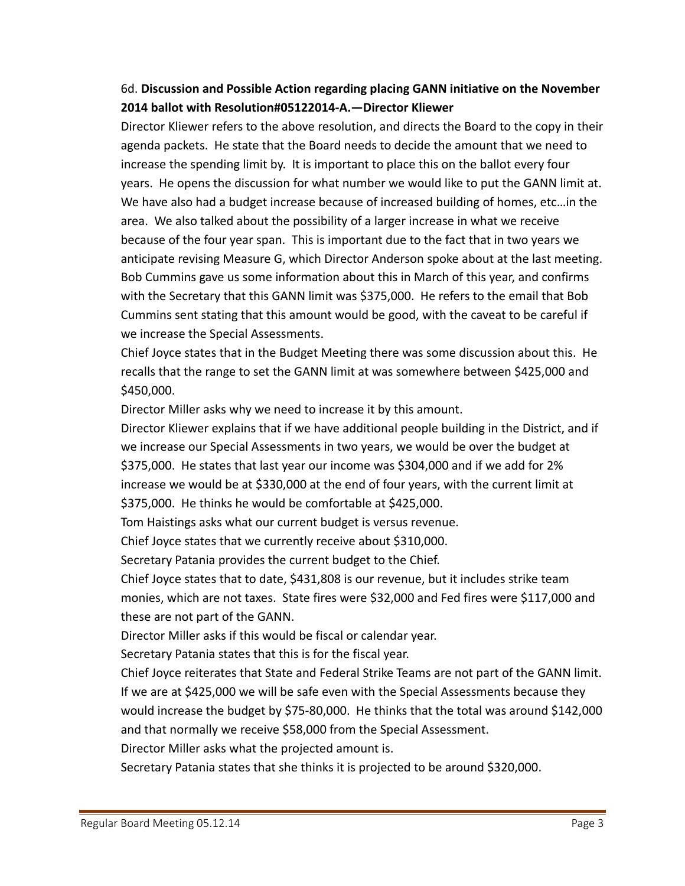6d. **Discussion and Possible Action regarding placing GANN initiative on the November 2014 ballot with Resolution#05122014-A.—Director Kliewer**

Director Kliewer refers to the above resolution, and directs the Board to the copy in their agenda packets. He state that the Board needs to decide the amount that we need to increase the spending limit by. It is important to place this on the ballot every four years. He opens the discussion for what number we would like to put the GANN limit at. We have also had a budget increase because of increased building of homes, etc…in the area. We also talked about the possibility of a larger increase in what we receive because of the four year span. This is important due to the fact that in two years we anticipate revising Measure G, which Director Anderson spoke about at the last meeting. Bob Cummins gave us some information about this in March of this year, and confirms with the Secretary that this GANN limit was $375,000. He refers to the email that Bob Cummins sent stating that this amount would be good, with the caveat to be careful if we increase the Special Assessments.

Chief Joyce states that in the Budget Meeting there was some discussion about this. He recalls that the range to set the GANN limit at was somewhere between $425,000 and $450,000.

Director Miller asks why we need to increase it by this amount.

Director Kliewer explains that if we have additional people building in the District, and if we increase our Special Assessments in two years, we would be over the budget at $375,000. He states that last year our income was $304,000 and if we add for 2% increase we would be at $330,000 at the end of four years, with the current limit at $375,000. He thinks he would be comfortable at $425,000.

Tom Haistings asks what our current budget is versus revenue.

Chief Joyce states that we currently receive about $310,000.

Secretary Patania provides the current budget to the Chief.

Chief Joyce states that to date, $431,808 is our revenue, but it includes strike team monies, which are not taxes. State fires were $32,000 and Fed fires were $117,000 and these are not part of the GANN.

Director Miller asks if this would be fiscal or calendar year.

Secretary Patania states that this is for the fiscal year.

Chief Joyce reiterates that State and Federal Strike Teams are not part of the GANN limit. If we are at $425,000 we will be safe even with the Special Assessments because they would increase the budget by $75-80,000. He thinks that the total was around $142,000 and that normally we receive $58,000 from the Special Assessment.

Director Miller asks what the projected amount is.

Secretary Patania states that she thinks it is projected to be around $320,000.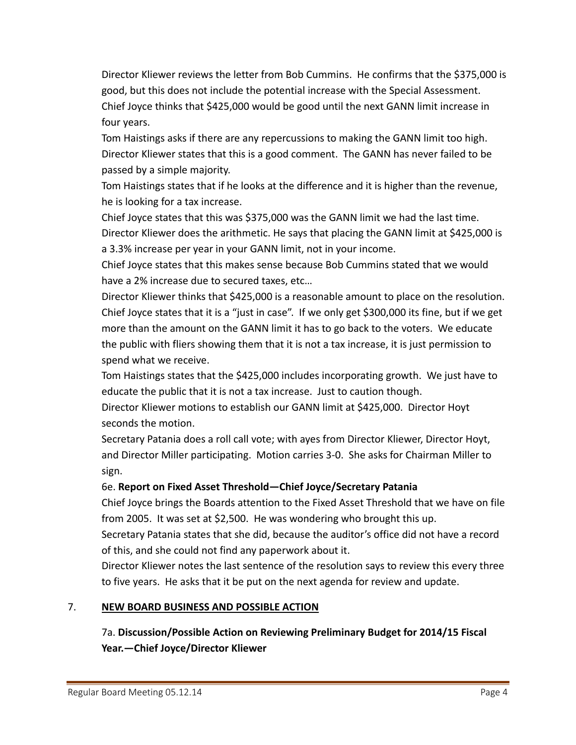Director Kliewer reviews the letter from Bob Cummins. He confirms that the $375,000 is good, but this does not include the potential increase with the Special Assessment. Chief Joyce thinks that $425,000 would be good until the next GANN limit increase in four years.

Tom Haistings asks if there are any repercussions to making the GANN limit too high. Director Kliewer states that this is a good comment. The GANN has never failed to be passed by a simple majority.

Tom Haistings states that if he looks at the difference and it is higher than the revenue, he is looking for a tax increase.

Chief Joyce states that this was $375,000 was the GANN limit we had the last time.

Director Kliewer does the arithmetic. He says that placing the GANN limit at $425,000 is a 3.3% increase per year in your GANN limit, not in your income.

Chief Joyce states that this makes sense because Bob Cummins stated that we would have a 2% increase due to secured taxes, etc…

Director Kliewer thinks that $425,000 is a reasonable amount to place on the resolution. Chief Joyce states that it is a "just in case". If we only get $300,000 its fine, but if we get more than the amount on the GANN limit it has to go back to the voters. We educate the public with fliers showing them that it is not a tax increase, it is just permission to spend what we receive.

Tom Haistings states that the $425,000 includes incorporating growth. We just have to educate the public that it is not a tax increase. Just to caution though.

Director Kliewer motions to establish our GANN limit at $425,000. Director Hoyt seconds the motion.

Secretary Patania does a roll call vote; with ayes from Director Kliewer, Director Hoyt, and Director Miller participating. Motion carries 3-0. She asks for Chairman Miller to sign.

6e. **Report on Fixed Asset Threshold—Chief Joyce/Secretary Patania**

Chief Joyce brings the Boards attention to the Fixed Asset Threshold that we have on file from 2005. It was set at $2,500. He was wondering who brought this up.

Secretary Patania states that she did, because the auditor's office did not have a record of this, and she could not find any paperwork about it.

Director Kliewer notes the last sentence of the resolution says to review this every three to five years. He asks that it be put on the next agenda for review and update.

## 7. **NEW BOARD BUSINESS AND POSSIBLE ACTION**

7a. **Discussion/Possible Action on Reviewing Preliminary Budget for 2014/15 Fiscal Year.—Chief Joyce/Director Kliewer**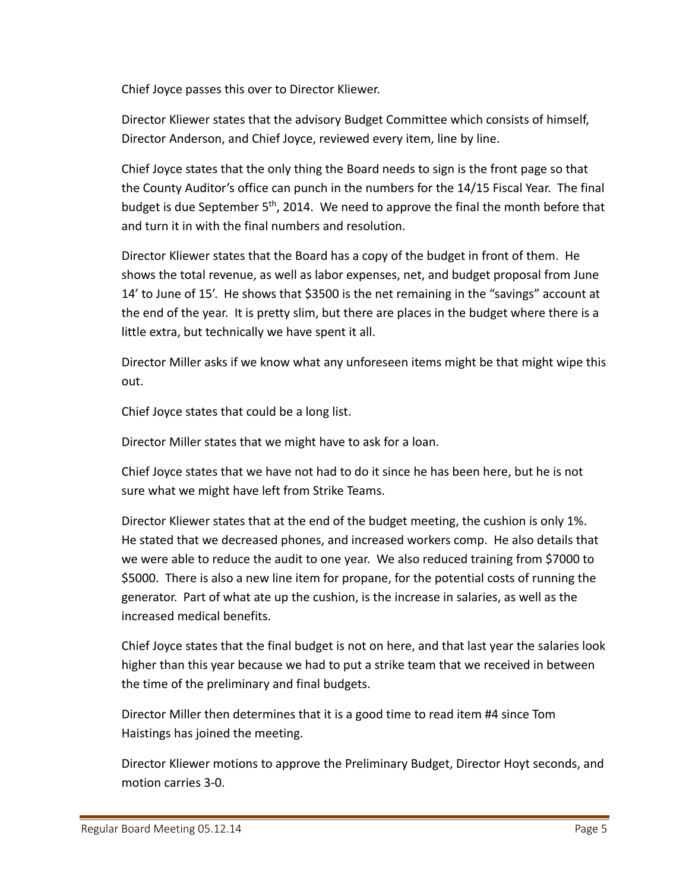Chief Joyce passes this over to Director Kliewer.

Director Kliewer states that the advisory Budget Committee which consists of himself, Director Anderson, and Chief Joyce, reviewed every item, line by line.

Chief Joyce states that the only thing the Board needs to sign is the front page so that the County Auditor's office can punch in the numbers for the 14/15 Fiscal Year. The final budget is due September 5th, 2014. We need to approve the final the month before that and turn it in with the final numbers and resolution.

Director Kliewer states that the Board has a copy of the budget in front of them. He shows the total revenue, as well as labor expenses, net, and budget proposal from June 14' to June of 15'. He shows that $3500 is the net remaining in the "savings" account at the end of the year. It is pretty slim, but there are places in the budget where there is a little extra, but technically we have spent it all.

Director Miller asks if we know what any unforeseen items might be that might wipe this out.

Chief Joyce states that could be a long list.

Director Miller states that we might have to ask for a loan.

Chief Joyce states that we have not had to do it since he has been here, but he is not sure what we might have left from Strike Teams.

Director Kliewer states that at the end of the budget meeting, the cushion is only 1%. He stated that we decreased phones, and increased workers comp. He also details that we were able to reduce the audit to one year. We also reduced training from $7000 to $5000. There is also a new line item for propane, for the potential costs of running the generator. Part of what ate up the cushion, is the increase in salaries, as well as the increased medical benefits.

Chief Joyce states that the final budget is not on here, and that last year the salaries look higher than this year because we had to put a strike team that we received in between the time of the preliminary and final budgets.

Director Miller then determines that it is a good time to read item #4 since Tom Haistings has joined the meeting.

Director Kliewer motions to approve the Preliminary Budget, Director Hoyt seconds, and motion carries 3-0.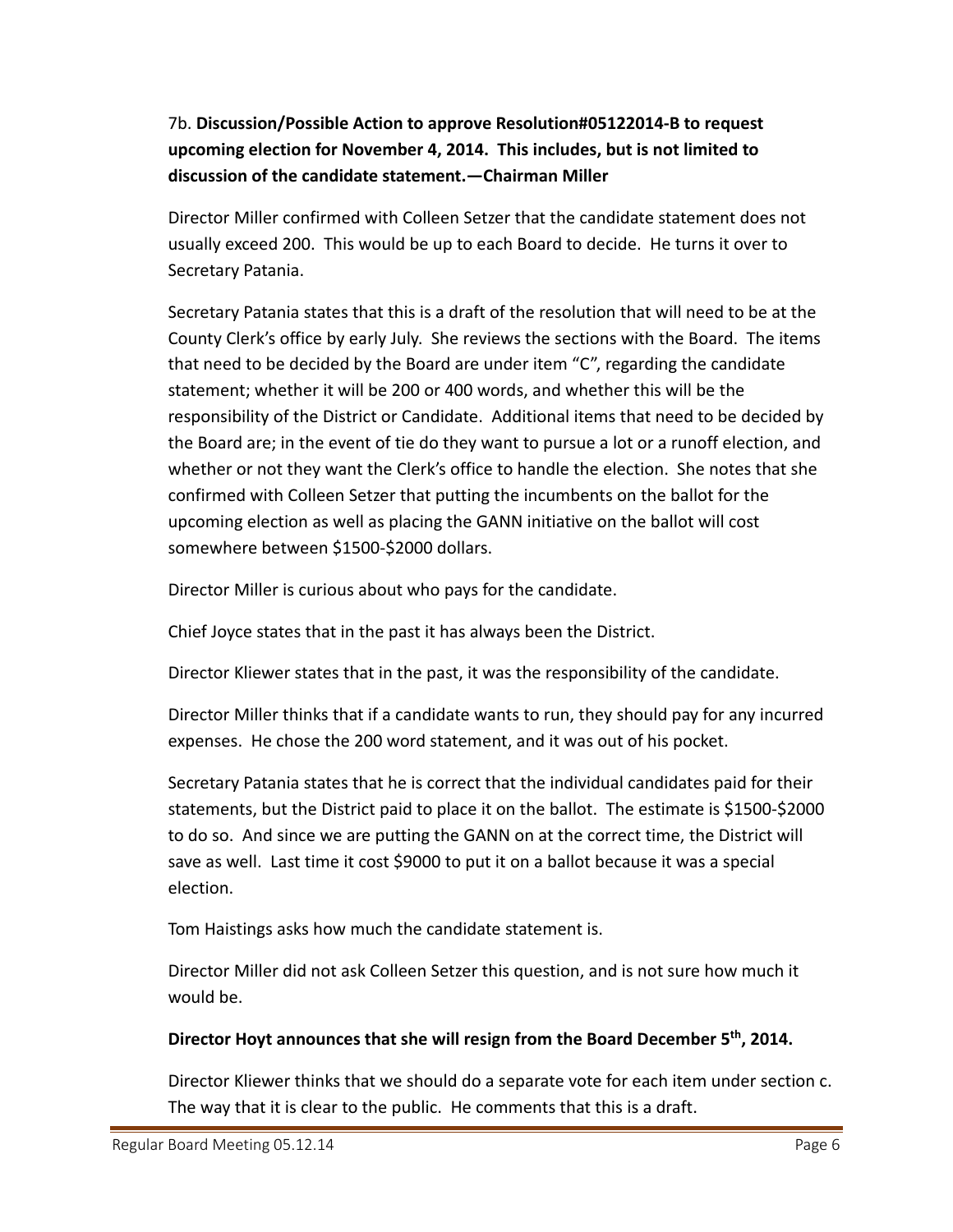7b. **Discussion/Possible Action to approve Resolution#05122014-B to request upcoming election for November 4, 2014. This includes, but is not limited to discussion of the candidate statement.—Chairman Miller**

Director Miller confirmed with Colleen Setzer that the candidate statement does not usually exceed 200. This would be up to each Board to decide. He turns it over to Secretary Patania.

Secretary Patania states that this is a draft of the resolution that will need to be at the County Clerk's office by early July. She reviews the sections with the Board. The items that need to be decided by the Board are under item "C", regarding the candidate statement; whether it will be 200 or 400 words, and whether this will be the responsibility of the District or Candidate. Additional items that need to be decided by the Board are; in the event of tie do they want to pursue a lot or a runoff election, and whether or not they want the Clerk's office to handle the election. She notes that she confirmed with Colleen Setzer that putting the incumbents on the ballot for the upcoming election as well as placing the GANN initiative on the ballot will cost somewhere between $1500-$2000 dollars.

Director Miller is curious about who pays for the candidate.

Chief Joyce states that in the past it has always been the District.

Director Kliewer states that in the past, it was the responsibility of the candidate.

Director Miller thinks that if a candidate wants to run, they should pay for any incurred expenses. He chose the 200 word statement, and it was out of his pocket.

Secretary Patania states that he is correct that the individual candidates paid for their statements, but the District paid to place it on the ballot. The estimate is $1500-$2000 to do so. And since we are putting the GANN on at the correct time, the District will save as well. Last time it cost $9000 to put it on a ballot because it was a special election.

Tom Haistings asks how much the candidate statement is.

Director Miller did not ask Colleen Setzer this question, and is not sure how much it would be.

**Director Hoyt announces that she will resign from the Board December 5th, 2014.**

Director Kliewer thinks that we should do a separate vote for each item under section c. The way that it is clear to the public. He comments that this is a draft.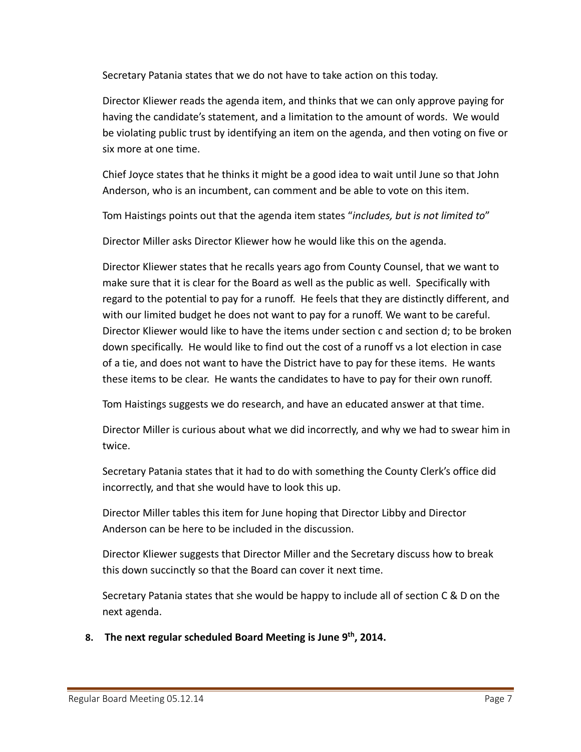Secretary Patania states that we do not have to take action on this today.

Director Kliewer reads the agenda item, and thinks that we can only approve paying for having the candidate's statement, and a limitation to the amount of words. We would be violating public trust by identifying an item on the agenda, and then voting on five or six more at one time.

Chief Joyce states that he thinks it might be a good idea to wait until June so that John Anderson, who is an incumbent, can comment and be able to vote on this item.

Tom Haistings points out that the agenda item states "*includes, but is not limited to*"

Director Miller asks Director Kliewer how he would like this on the agenda.

Director Kliewer states that he recalls years ago from County Counsel, that we want to make sure that it is clear for the Board as well as the public as well. Specifically with regard to the potential to pay for a runoff. He feels that they are distinctly different, and with our limited budget he does not want to pay for a runoff. We want to be careful. Director Kliewer would like to have the items under section c and section d; to be broken down specifically. He would like to find out the cost of a runoff vs a lot election in case of a tie, and does not want to have the District have to pay for these items. He wants these items to be clear. He wants the candidates to have to pay for their own runoff.

Tom Haistings suggests we do research, and have an educated answer at that time.

Director Miller is curious about what we did incorrectly, and why we had to swear him in twice.

Secretary Patania states that it had to do with something the County Clerk's office did incorrectly, and that she would have to look this up.

Director Miller tables this item for June hoping that Director Libby and Director Anderson can be here to be included in the discussion.

Director Kliewer suggests that Director Miller and the Secretary discuss how to break this down succinctly so that the Board can cover it next time.

Secretary Patania states that she would be happy to include all of section C & D on the next agenda.

8. **The next regular scheduled Board Meeting is June 9th, 2014.**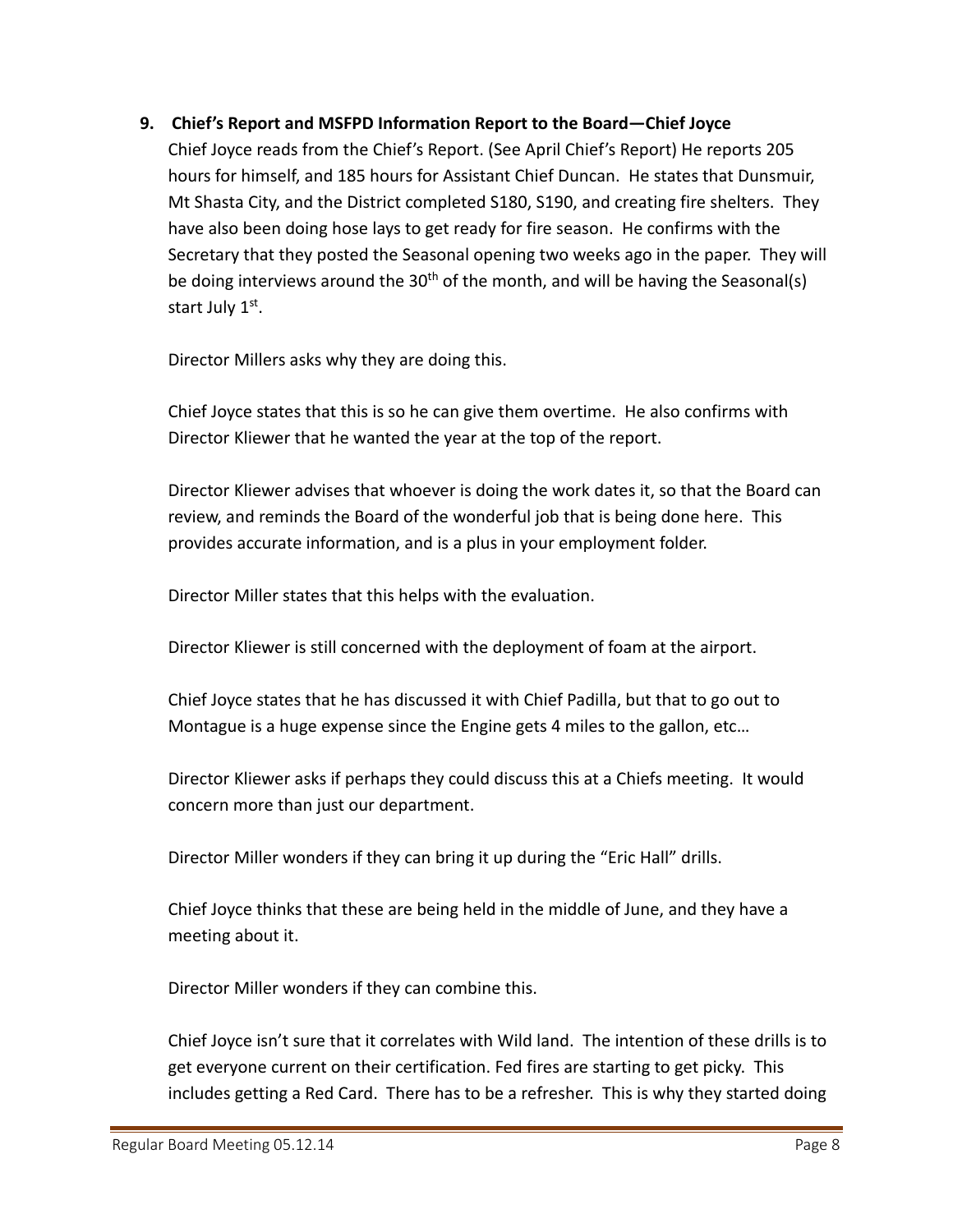**9. Chief's Report and MSFPD Information Report to the Board—Chief Joyce**

Chief Joyce reads from the Chief's Report. (See April Chief's Report) He reports 205 hours for himself, and 185 hours for Assistant Chief Duncan. He states that Dunsmuir, Mt Shasta City, and the District completed S180, S190, and creating fire shelters. They have also been doing hose lays to get ready for fire season. He confirms with the Secretary that they posted the Seasonal opening two weeks ago in the paper. They will be doing interviews around the 30th of the month, and will be having the Seasonal(s) start July 1st.

Director Millers asks why they are doing this.

Chief Joyce states that this is so he can give them overtime. He also confirms with Director Kliewer that he wanted the year at the top of the report.

Director Kliewer advises that whoever is doing the work dates it, so that the Board can review, and reminds the Board of the wonderful job that is being done here. This provides accurate information, and is a plus in your employment folder.

Director Miller states that this helps with the evaluation.

Director Kliewer is still concerned with the deployment of foam at the airport.

Chief Joyce states that he has discussed it with Chief Padilla, but that to go out to Montague is a huge expense since the Engine gets 4 miles to the gallon, etc…

Director Kliewer asks if perhaps they could discuss this at a Chiefs meeting. It would concern more than just our department.

Director Miller wonders if they can bring it up during the "Eric Hall" drills.

Chief Joyce thinks that these are being held in the middle of June, and they have a meeting about it.

Director Miller wonders if they can combine this.

Chief Joyce isn't sure that it correlates with Wild land. The intention of these drills is to get everyone current on their certification. Fed fires are starting to get picky. This includes getting a Red Card. There has to be a refresher. This is why they started doing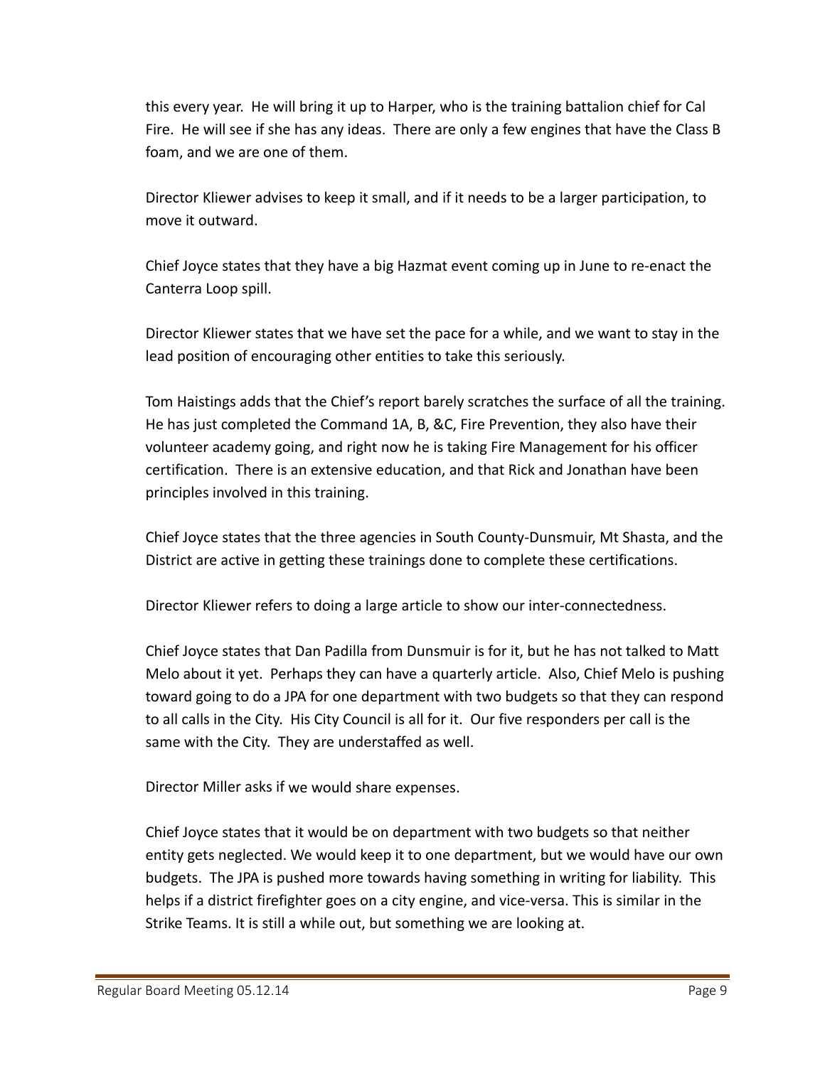this every year. He will bring it up to Harper, who is the training battalion chief for Cal Fire. He will see if she has any ideas. There are only a few engines that have the Class B foam, and we are one of them.

Director Kliewer advises to keep it small, and if it needs to be a larger participation, to move it outward.

Chief Joyce states that they have a big Hazmat event coming up in June to re-enact the Canterra Loop spill.

Director Kliewer states that we have set the pace for a while, and we want to stay in the lead position of encouraging other entities to take this seriously.

Tom Haistings adds that the Chief's report barely scratches the surface of all the training. He has just completed the Command 1A, B, &C, Fire Prevention, they also have their volunteer academy going, and right now he is taking Fire Management for his officer certification. There is an extensive education, and that Rick and Jonathan have been principles involved in this training.

Chief Joyce states that the three agencies in South County-Dunsmuir, Mt Shasta, and the District are active in getting these trainings done to complete these certifications.

Director Kliewer refers to doing a large article to show our inter-connectedness.

Chief Joyce states that Dan Padilla from Dunsmuir is for it, but he has not talked to Matt Melo about it yet. Perhaps they can have a quarterly article. Also, Chief Melo is pushing toward going to do a JPA for one department with two budgets so that they can respond to all calls in the City. His City Council is all for it. Our five responders per call is the same with the City. They are understaffed as well.

Director Miller asks if we would share expenses.

Chief Joyce states that it would be on department with two budgets so that neither entity gets neglected. We would keep it to one department, but we would have our own budgets. The JPA is pushed more towards having something in writing for liability. This helps if a district firefighter goes on a city engine, and vice-versa. This is similar in the Strike Teams. It is still a while out, but something we are looking at.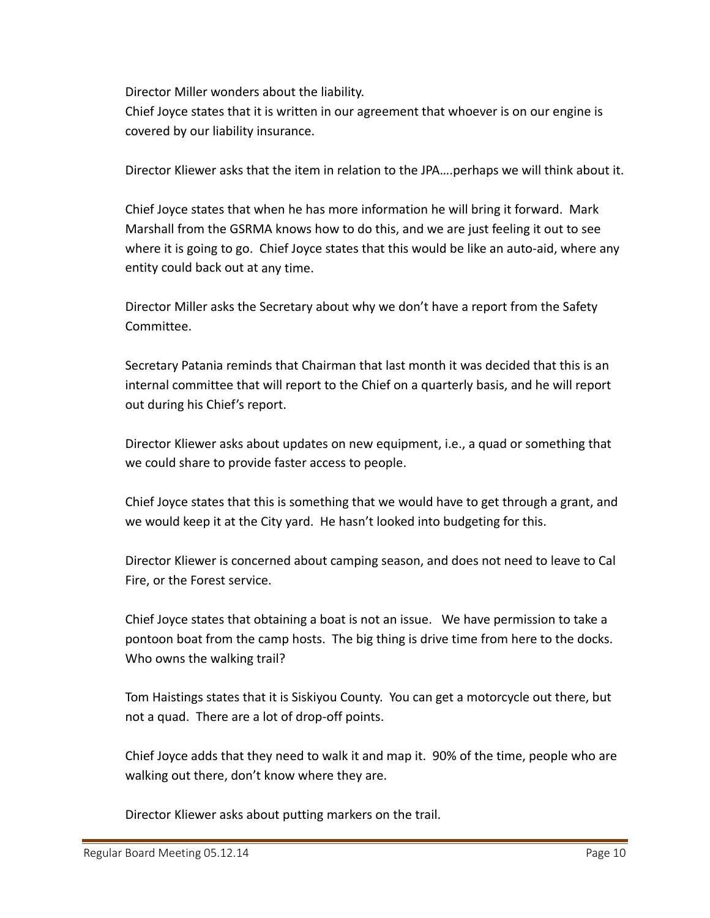Director Miller wonders about the liability.
Chief Joyce states that it is written in our agreement that whoever is on our engine is covered by our liability insurance.

Director Kliewer asks that the item in relation to the JPA….perhaps we will think about it.

Chief Joyce states that when he has more information he will bring it forward. Mark Marshall from the GSRMA knows how to do this, and we are just feeling it out to see where it is going to go. Chief Joyce states that this would be like an auto-aid, where any entity could back out at any time.

Director Miller asks the Secretary about why we don't have a report from the Safety Committee.

Secretary Patania reminds that Chairman that last month it was decided that this is an internal committee that will report to the Chief on a quarterly basis, and he will report out during his Chief's report.

Director Kliewer asks about updates on new equipment, i.e., a quad or something that we could share to provide faster access to people.

Chief Joyce states that this is something that we would have to get through a grant, and we would keep it at the City yard. He hasn't looked into budgeting for this.

Director Kliewer is concerned about camping season, and does not need to leave to Cal Fire, or the Forest service.

Chief Joyce states that obtaining a boat is not an issue. We have permission to take a pontoon boat from the camp hosts. The big thing is drive time from here to the docks. Who owns the walking trail?

Tom Haistings states that it is Siskiyou County. You can get a motorcycle out there, but not a quad. There are a lot of drop-off points.

Chief Joyce adds that they need to walk it and map it. 90% of the time, people who are walking out there, don't know where they are.

Director Kliewer asks about putting markers on the trail.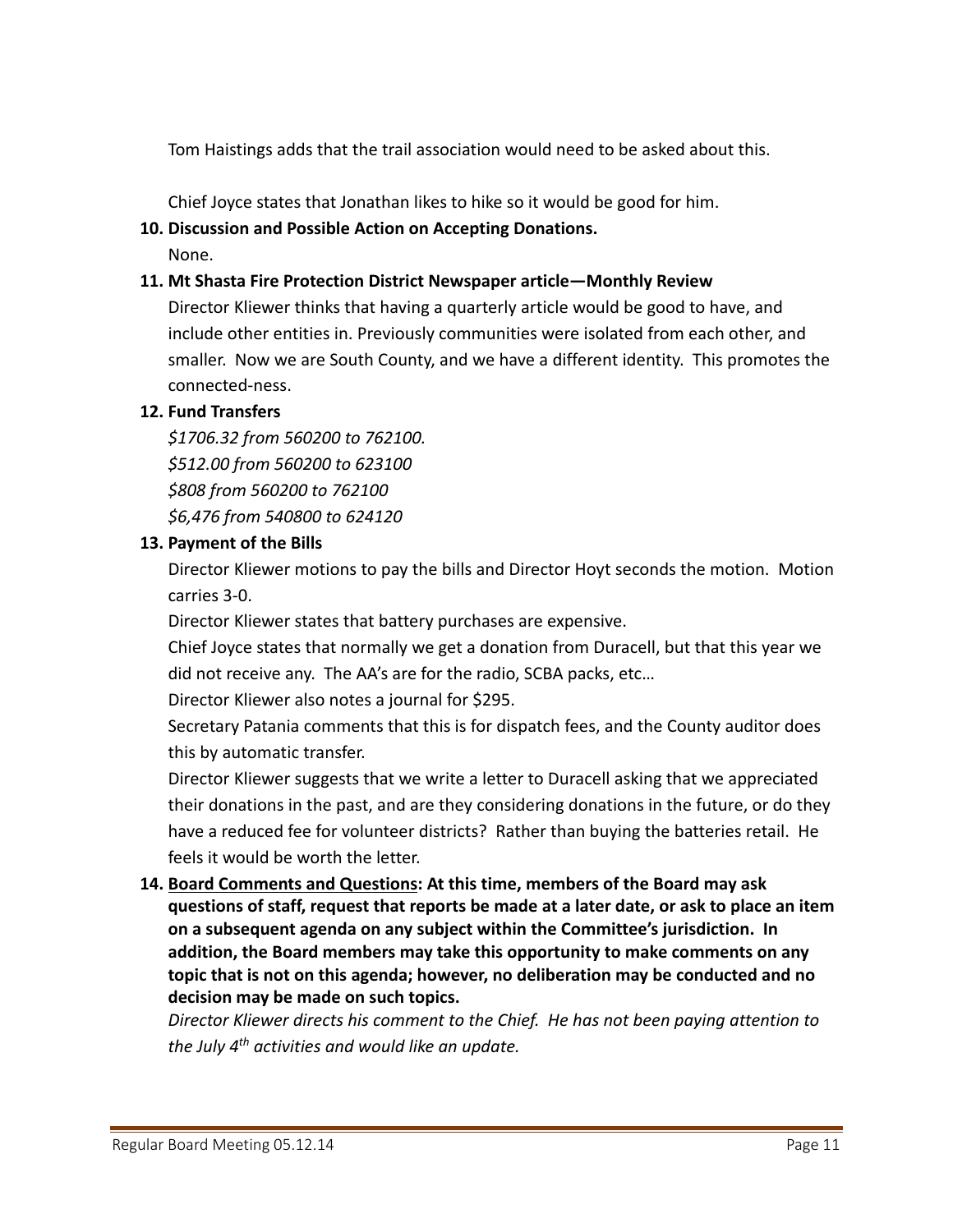Tom Haistings adds that the trail association would need to be asked about this.

Chief Joyce states that Jonathan likes to hike so it would be good for him.

**10. Discussion and Possible Action on Accepting Donations.**

None.

**11. Mt Shasta Fire Protection District Newspaper article—Monthly Review**

Director Kliewer thinks that having a quarterly article would be good to have, and include other entities in. Previously communities were isolated from each other, and smaller. Now we are South County, and we have a different identity. This promotes the connected-ness.

**12. Fund Transfers**

*$1706.32 from 560200 to 762100.*
*$512.00 from 560200 to 623100*
*$808 from 560200 to 762100*
*$6,476 from 540800 to 624120*

**13. Payment of the Bills**

Director Kliewer motions to pay the bills and Director Hoyt seconds the motion. Motion carries 3-0.

Director Kliewer states that battery purchases are expensive.

Chief Joyce states that normally we get a donation from Duracell, but that this year we did not receive any. The AA's are for the radio, SCBA packs, etc…

Director Kliewer also notes a journal for $295.

Secretary Patania comments that this is for dispatch fees, and the County auditor does this by automatic transfer.

Director Kliewer suggests that we write a letter to Duracell asking that we appreciated their donations in the past, and are they considering donations in the future, or do they have a reduced fee for volunteer districts? Rather than buying the batteries retail. He feels it would be worth the letter.

**14. <u>Board Comments and Questions</u>: At this time, members of the Board may ask questions of staff, request that reports be made at a later date, or ask to place an item on a subsequent agenda on any subject within the Committee's jurisdiction. In addition, the Board members may take this opportunity to make comments on any topic that is not on this agenda; however, no deliberation may be conducted and no decision may be made on such topics.**

*Director Kliewer directs his comment to the Chief. He has not been paying attention to the July 4th activities and would like an update.*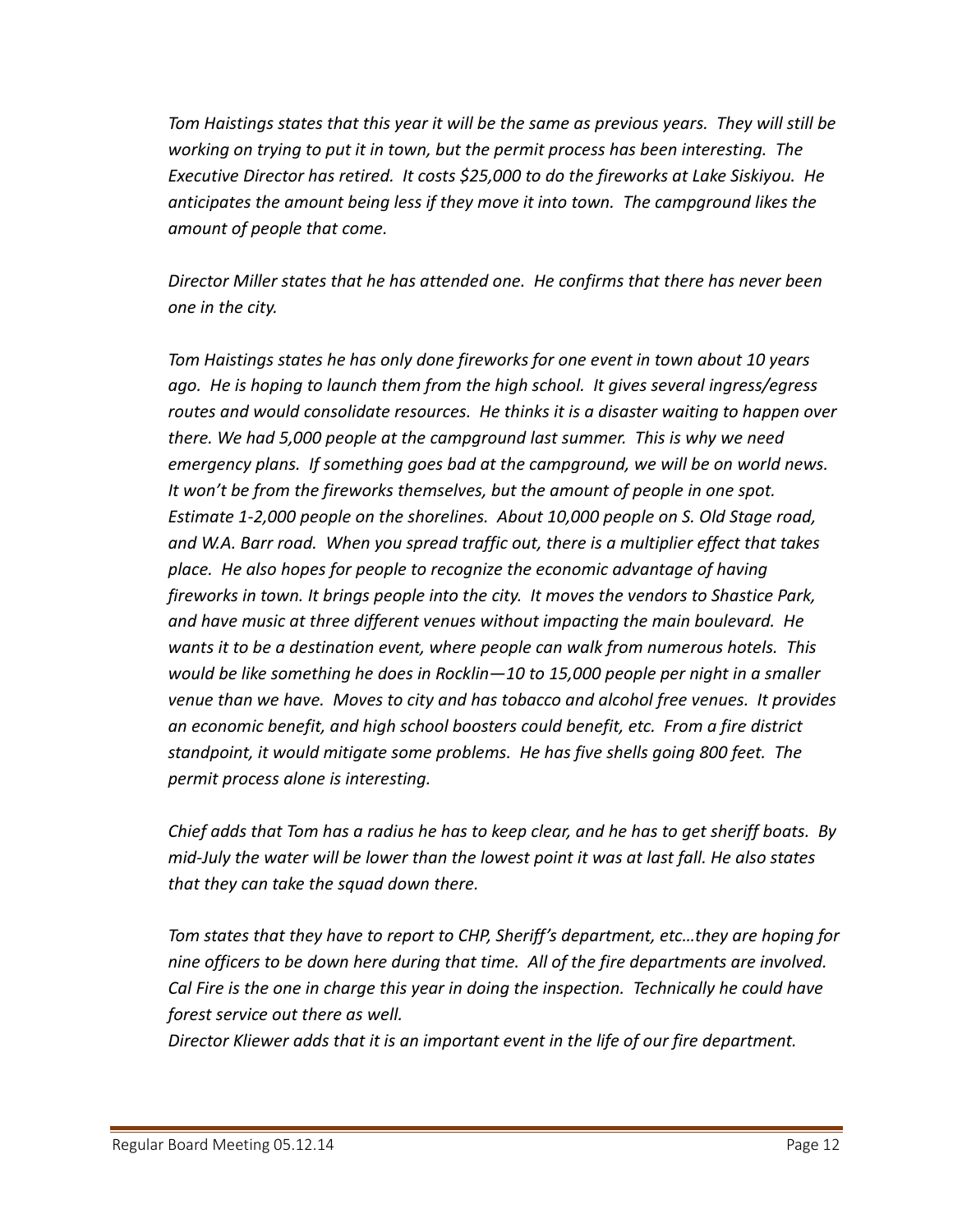*Tom Haistings states that this year it will be the same as previous years. They will still be working on trying to put it in town, but the permit process has been interesting. The Executive Director has retired. It costs $25,000 to do the fireworks at Lake Siskiyou. He anticipates the amount being less if they move it into town. The campground likes the amount of people that come.*

*Director Miller states that he has attended one. He confirms that there has never been one in the city.*

*Tom Haistings states he has only done fireworks for one event in town about 10 years ago. He is hoping to launch them from the high school. It gives several ingress/egress routes and would consolidate resources. He thinks it is a disaster waiting to happen over there. We had 5,000 people at the campground last summer. This is why we need emergency plans. If something goes bad at the campground, we will be on world news. It won't be from the fireworks themselves, but the amount of people in one spot. Estimate 1-2,000 people on the shorelines. About 10,000 people on S. Old Stage road, and W.A. Barr road. When you spread traffic out, there is a multiplier effect that takes place. He also hopes for people to recognize the economic advantage of having fireworks in town. It brings people into the city. It moves the vendors to Shastice Park, and have music at three different venues without impacting the main boulevard. He wants it to be a destination event, where people can walk from numerous hotels. This would be like something he does in Rocklin—10 to 15,000 people per night in a smaller venue than we have. Moves to city and has tobacco and alcohol free venues. It provides an economic benefit, and high school boosters could benefit, etc. From a fire district standpoint, it would mitigate some problems. He has five shells going 800 feet. The permit process alone is interesting.*

*Chief adds that Tom has a radius he has to keep clear, and he has to get sheriff boats. By mid-July the water will be lower than the lowest point it was at last fall. He also states that they can take the squad down there.*

*Tom states that they have to report to CHP, Sheriff's department, etc…they are hoping for nine officers to be down here during that time. All of the fire departments are involved. Cal Fire is the one in charge this year in doing the inspection. Technically he could have forest service out there as well.*
*Director Kliewer adds that it is an important event in the life of our fire department.*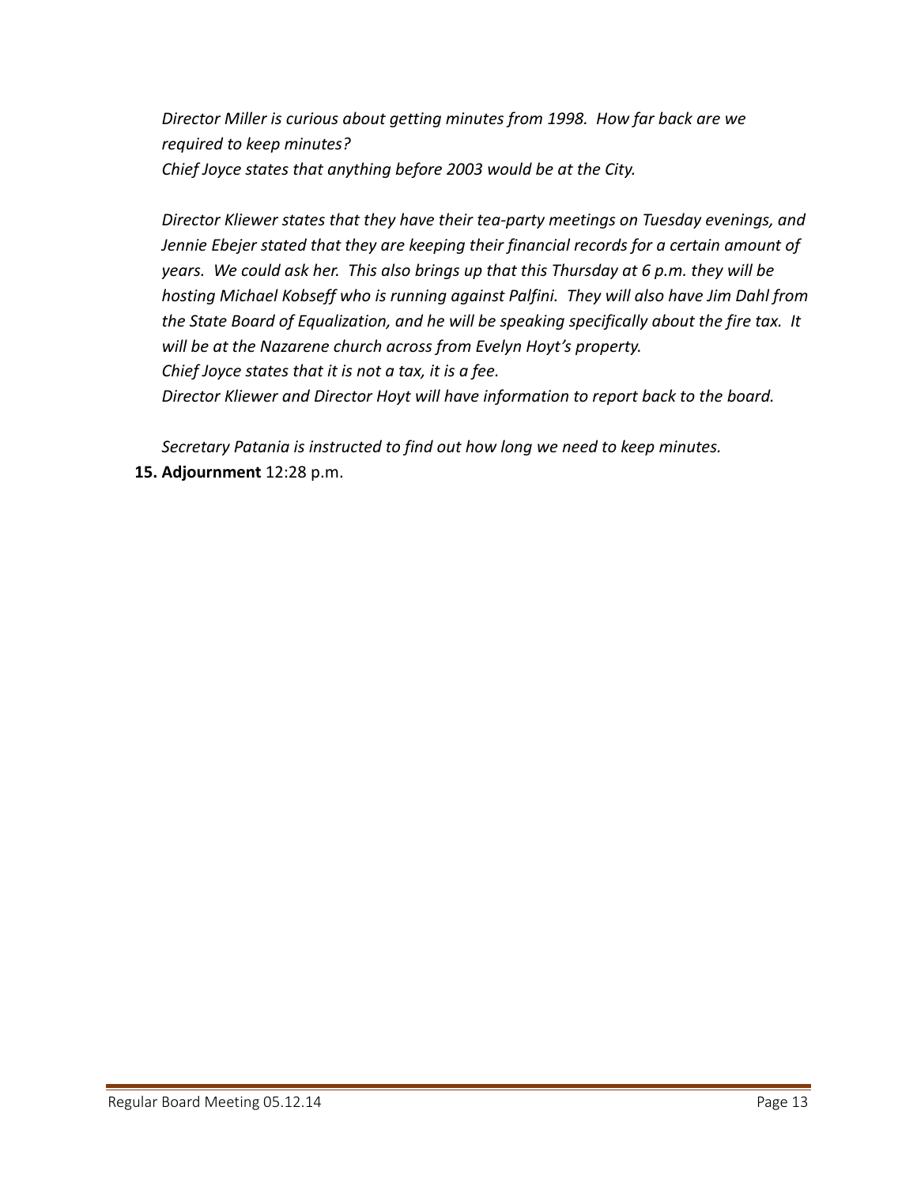*Director Miller is curious about getting minutes from 1998. How far back are we required to keep minutes?*
*Chief Joyce states that anything before 2003 would be at the City.*

*Director Kliewer states that they have their tea-party meetings on Tuesday evenings, and Jennie Ebejer stated that they are keeping their financial records for a certain amount of years. We could ask her. This also brings up that this Thursday at 6 p.m. they will be hosting Michael Kobseff who is running against Palfini. They will also have Jim Dahl from the State Board of Equalization, and he will be speaking specifically about the fire tax. It will be at the Nazarene church across from Evelyn Hoyt's property.*
*Chief Joyce states that it is not a tax, it is a fee.*
*Director Kliewer and Director Hoyt will have information to report back to the board.*

*Secretary Patania is instructed to find out how long we need to keep minutes.*

**15. Adjournment** 12:28 p.m.